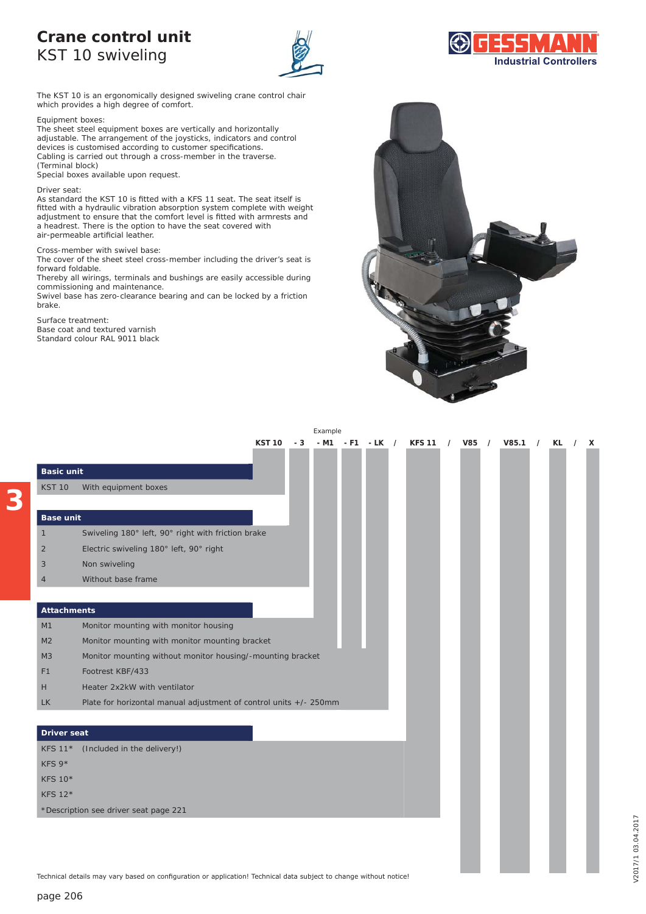# Crane control unit
## KST 10 swiveling

Industrial Controllers

The KST 10 is an ergonomically designed swiveling crane control chair which provides a high degree of comfort.

Equipment boxes:
The sheet steel equipment boxes are vertically and horizontally adjustable. The arrangement of the joysticks, indicators and control devices is customised according to customer specifications.
Cabling is carried out through a cross-member in the traverse. (Terminal block)
Special boxes available upon request.

Driver seat:
As standard the KST 10 is fitted with a KFS 11 seat. The seat itself is fitted with a hydraulic vibration absorption system complete with weight adjustment to ensure that the comfort level is fitted with armrests and a headrest. There is the option to have the seat covered with air-permeable artificial leather.

Cross-member with swivel base:
The cover of the sheet steel cross-member including the driver's seat is forward foldable.
Thereby all wirings, terminals and bushings are easily accessible during commissioning and maintenance.
Swivel base has zero-clearance bearing and can be locked by a friction brake.

Surface treatment:
Base coat and textured varnish
Standard colour RAL 9011 black

Example

KST 10 - 3 - M1 - F1 - LK / KFS 11 / V85 / V85.1 / KL / X

**Basic unit**

| Code | Description |
|---|---|
| KST 10 | With equipment boxes |

**Base unit**

| Code | Description |
|---|---|
| 1 | Swiveling 180° left, 90° right with friction brake |
| 2 | Electric swiveling 180° left, 90° right |
| 3 | Non swiveling |
| 4 | Without base frame |

**Attachments**

| Code | Description |
|---|---|
| M1 | Monitor mounting with monitor housing |
| M2 | Monitor mounting with monitor mounting bracket |
| M3 | Monitor mounting without monitor housing/-mounting bracket |
| F1 | Footrest KBF/433 |
| H | Heater 2x2kW with ventilator |
| LK | Plate for horizontal manual adjustment of control units +/- 250mm |

**Driver seat**

| Code | Description |
|---|---|
| KFS 11* | (Included in the delivery!) |
| KFS 9* | |
| KFS 10* | |
| KFS 12* | |

*Description see driver seat page 221

Technical details may vary based on configuration or application! Technical data subject to change without notice!

V2017/1 03.04.2017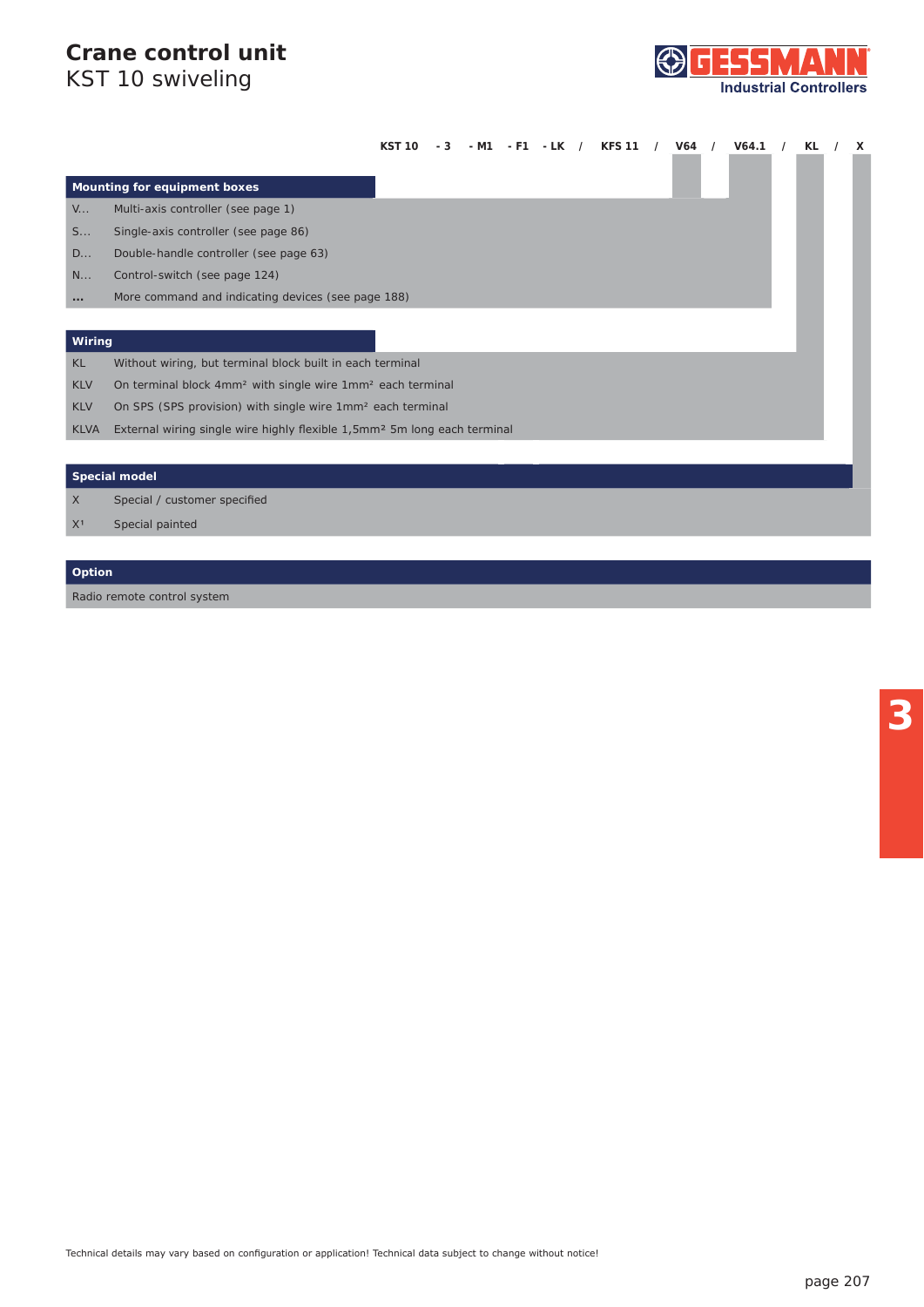# Crane control unit

## KST 10 swiveling

**KST 10 - 3 - M1 - F1 - LK / KFS 11 / V64 / V64.1 / KL / X**

| Mounting for equipment boxes | |
|---|---|
| V... | Multi-axis controller (see page 1) |
| S... | Single-axis controller (see page 86) |
| D... | Double-handle controller (see page 63) |
| N... | Control-switch (see page 124) |
| ... | More command and indicating devices (see page 188) |

| Wiring | |
|---|---|
| KL | Without wiring, but terminal block built in each terminal |
| KLV | On terminal block 4mm² with single wire 1mm² each terminal |
| KLV | On SPS (SPS provision) with single wire 1mm² each terminal |
| KLVA | External wiring single wire highly flexible 1,5mm² 5m long each terminal |

| Special model | |
|---|---|
| X | Special / customer specified |
| X[1] | Special painted |

| Option |
|---|
| Radio remote control system |

Technical details may vary based on configuration or application! Technical data subject to change without notice!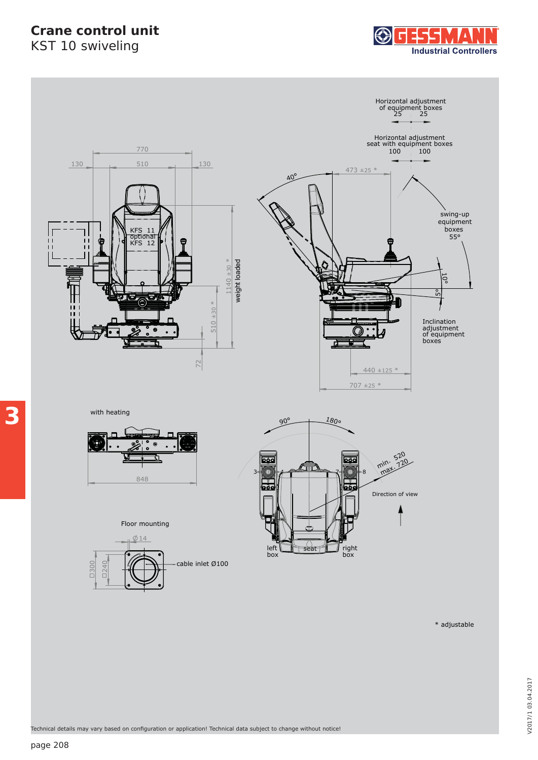# Crane control unit

KST 10 swiveling

Horizontal adjustment of equipment boxes
25 25

Horizontal adjustment seat with equipment boxes
100 100

770
130 510 130

473 ±25 *

40°

swing-up equipment boxes 55°

KFS 11
optional
KFS 12

1140 ±30 *
weight loaded

510 ±30 *

72

10°
5°

Inclination adjustment of equipment boxes

440 ±125 *
707 ±25 *

with heating

848

90° 180°

min. 520
max. 720

Direction of view

3 4 7 8

left box
seat
right box

Floor mounting

Ø14
□300
□240
cable inlet Ø100

* adjustable

Technical details may vary based on configuration or application! Technical data subject to change without notice!